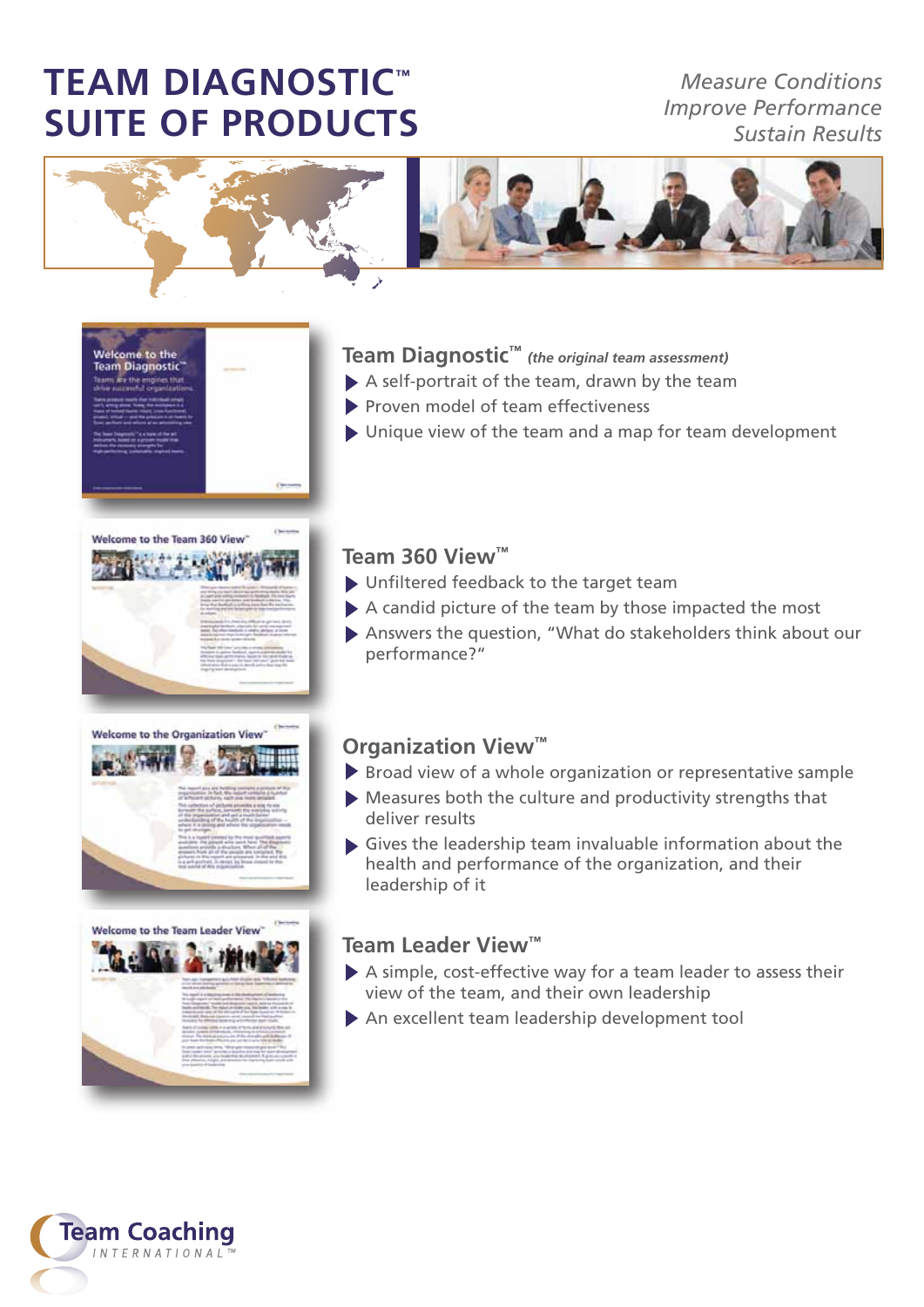# TEAM DIAGNOSTIC™ SUITE OF PRODUCTS

*Measure Conditions*
*Improve Performance*
*Sustain Results*

## Team Diagnostic™ *(the original team assessment)*

- A self-portrait of the team, drawn by the team
- Proven model of team effectiveness
- Unique view of the team and a map for team development

## Team 360 View™

- Unfiltered feedback to the target team
- A candid picture of the team by those impacted the most
- Answers the question, "What do stakeholders think about our performance?"

## Organization View™

- Broad view of a whole organization or representative sample
- Measures both the culture and productivity strengths that deliver results
- Gives the leadership team invaluable information about the health and performance of the organization, and their leadership of it

## Team Leader View™

- A simple, cost-effective way for a team leader to assess their view of the team, and their own leadership
- An excellent team leadership development tool

Team Coaching INTERNATIONAL™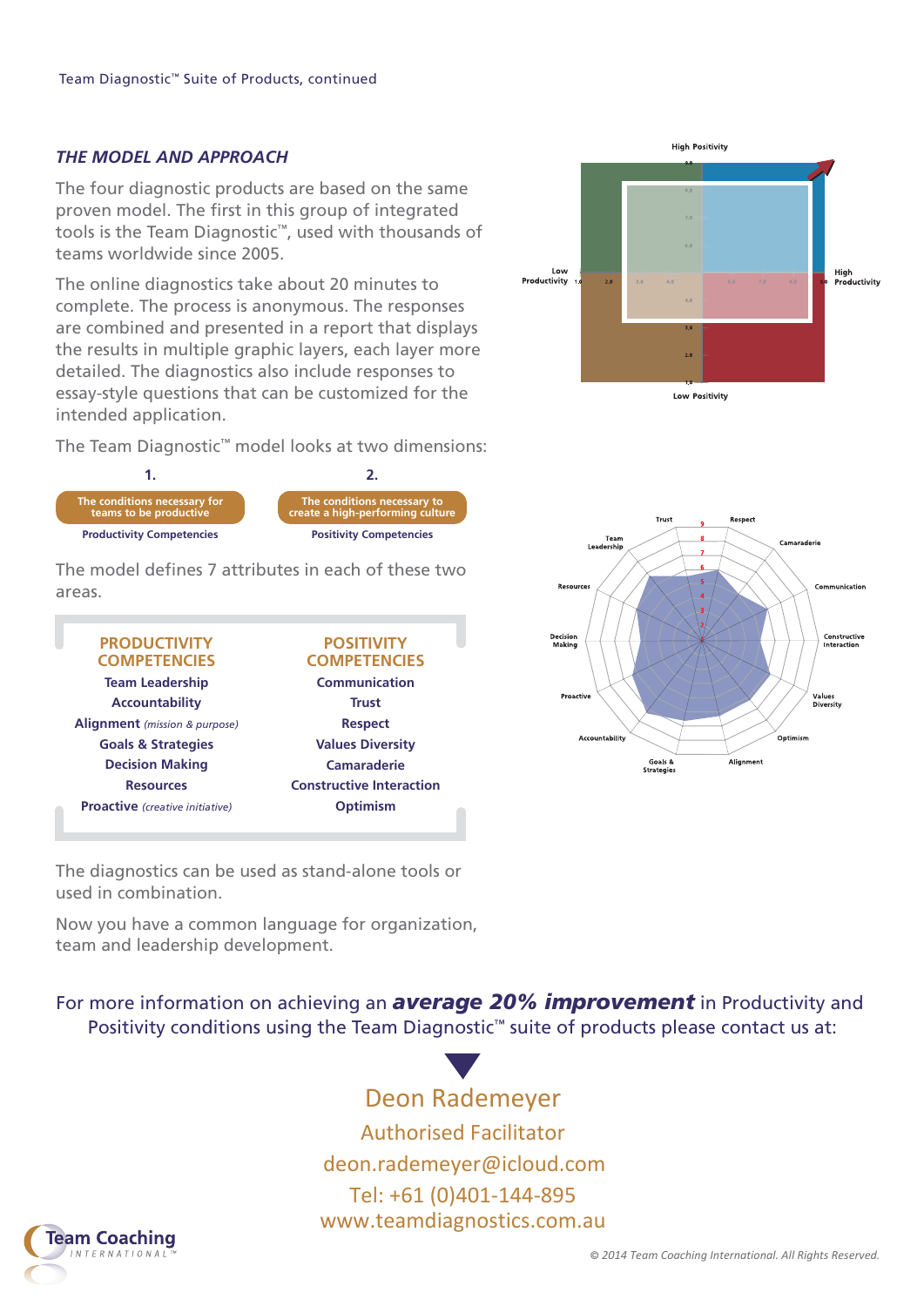Team Diagnostic™ Suite of Products, continued

### *THE MODEL AND APPROACH*

The four diagnostic products are based on the same proven model. The first in this group of integrated tools is the Team Diagnostic™, used with thousands of teams worldwide since 2005.

The online diagnostics take about 20 minutes to complete. The process is anonymous. The responses are combined and presented in a report that displays the results in multiple graphic layers, each layer more detailed. The diagnostics also include responses to essay-style questions that can be customized for the intended application.

The Team Diagnostic™ model looks at two dimensions:

**1.** The conditions necessary for teams to be productive — **Productivity Competencies**

**2.** The conditions necessary to create a high-performing culture — **Positivity Competencies**

The model defines 7 attributes in each of these two areas.

| PRODUCTIVITY COMPETENCIES | POSITIVITY COMPETENCIES |
|---|---|
| Team Leadership | Communication |
| Accountability | Trust |
| Alignment *(mission & purpose)* | Respect |
| Goals & Strategies | Values Diversity |
| Decision Making | Camaraderie |
| Resources | Constructive Interaction |
| Proactive *(creative initiative)* | Optimism |

High Positivity
Low Productivity
High Productivity
Low Positivity
1.0 2.0 3.0 4.0 6.0 7.0 8.0 9.0

Trust
Respect
Camaraderie
Communication
Constructive Interaction
Values Diversity
Optimism
Alignment
Goals & Strategies
Accountability
Proactive
Decision Making
Resources
Team Leadership
1 2 3 4 5 6 7 8 9

The diagnostics can be used as stand-alone tools or used in combination.

Now you have a common language for organization, team and leadership development.

For more information on achieving an ***average 20% improvement*** in Productivity and Positivity conditions using the Team Diagnostic™ suite of products please contact us at:

Deon Rademeyer
Authorised Facilitator
deon.rademeyer@icloud.com
Tel: +61 (0)401-144-895
www.teamdiagnostics.com.au

Team Coaching INTERNATIONAL™

*© 2014 Team Coaching International. All Rights Reserved.*